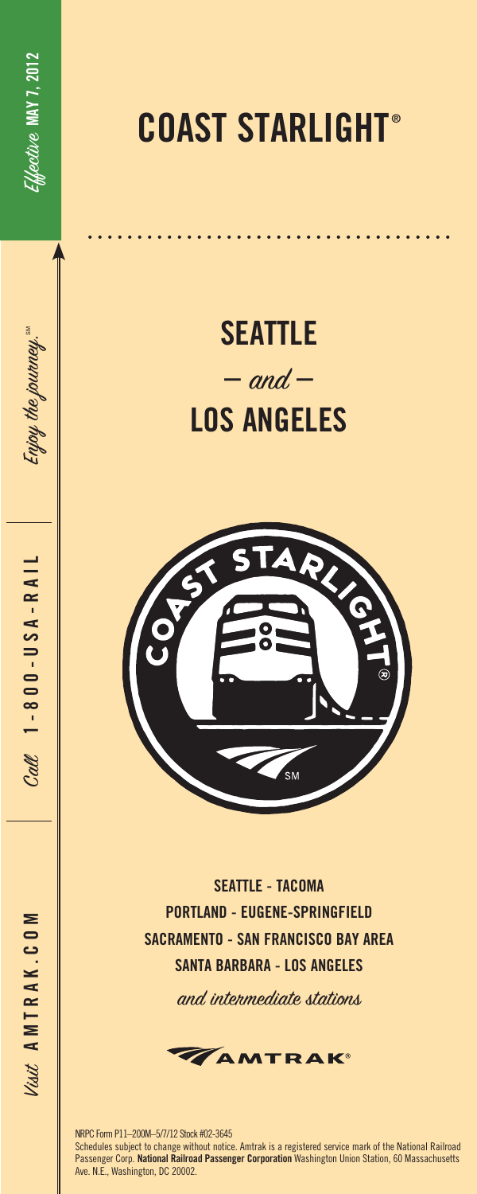*Effective* **MAY 7, 2012**

*Enjoy the journey.*℠

*Call* **1-800-USA-RAIL**

*Visit* **AMTRAK.COM**

# COAST STARLIGHT®

## SEATTLE

*— and —*

## LOS ANGELES

**SEATTLE - TACOMA**

**PORTLAND - EUGENE-SPRINGFIELD**

**SACRAMENTO - SAN FRANCISCO BAY AREA**

**SANTA BARBARA - LOS ANGELES**

*and intermediate stations*

AMTRAK®

NRPC Form P11–200M–5/7/12 Stock #02-3645

Schedules subject to change without notice. Amtrak is a registered service mark of the National Railroad Passenger Corp. **National Railroad Passenger Corporation** Washington Union Station, 60 Massachusetts Ave. N.E., Washington, DC 20002.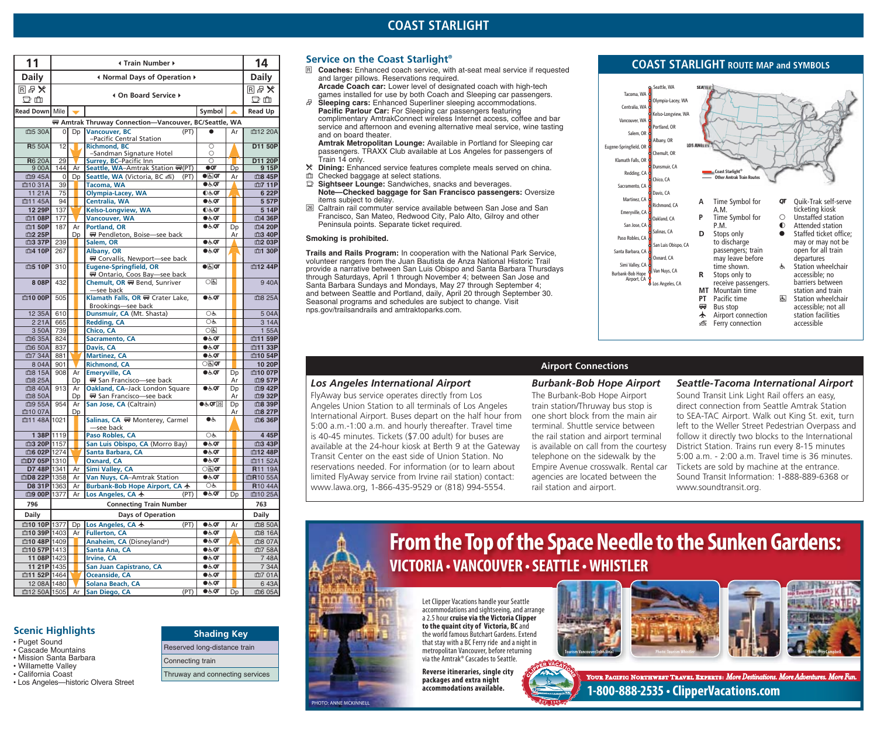# COAST STARLIGHT

| 11 | | | Train Number | | | 14 |
|---|---|---|---|---|---|---|
| Daily | | | Normal Days of Operation | | | Daily |
| | | | On Board Service | | | |
| Read Down | Mile | | | Symbol | | Read Up |
| | | | Amtrak Thruway Connection—Vancouver, BC/Seattle, WA | | | |
| 5 30A | 0 | Dp | Vancouver, BC –Pacific Central Station (PT) | ● | Ar | 12 20A |
| R5 50A | 12 | | Richmond, BC –Sandman Signature Hotel | ○ | | D11 50P |
| R6 20A | 29 | | Surrey, BC–Pacific Inn | ○ | | D11 20P |
| 9 00A | 144 | Ar | Seattle, WA–Amtrak Station (PT) | ● QT | Dp | 9 15P |
| 9 45A | 0 | Dp | Seattle, WA (Victoria, BC) (PT) | ● QT | Ar | 8 45P |
| 10 31A | 39 | | Tacoma, WA | ● QT | | 7 11P |
| 11 21A | 75 | | Olympia-Lacey, WA | ◐ QT | | 6 22P |
| 11 45A | 94 | | Centralia, WA | ● QT | | 5 57P |
| 12 29P | 137 | | Kelso-Longview, WA | ◐ QT | | 5 14P |
| 1 08P | 177 | | Vancouver, WA | ● QT | | 4 36P |
| 1 50P | 187 | Ar | Portland, OR | ● QT | Dp | 4 20P |
| 2 25P | | Dp | Pendleton, Boise—see back | | Ar | 3 40P |
| 3 37P | 239 | | Salem, OR | ● QT | | 2 03P |
| 4 10P | 267 | | Albany, OR — Corvallis, Newport—see back | ● QT | | 1 30P |
| 5 10P | 310 | | Eugene-Springfield, OR — Ontario, Coos Bay—see back | ● QT | | 12 44P |
| 8 08P | 432 | | Chemult, OR — Bend, Sunriver —see back | ○ | | 9 40A |
| 10 00P | 505 | | Klamath Falls, OR — Crater Lake, Brookings—see back | ● QT | | 8 25A |
| 12 35A | 610 | | Dunsmuir, CA (Mt. Shasta) | ○ | | 5 04A |
| 2 21A | 665 | | Redding, CA | ○ | | 3 14A |
| 3 50A | 739 | | Chico, CA | ○ | | 1 55A |
| 6 35A | 824 | | Sacramento, CA | ● QT | | 11 59P |
| 6 50A | 837 | | Davis, CA | ● QT | | 11 33P |
| 7 34A | 881 | | Martinez, CA | ● QT | | 10 54P |
| 8 04A | 901 | | Richmond, CA | ○ QT | | 10 20P |
| 8 15A | 908 | Ar | Emeryville, CA | ● QT | Dp | 10 07P |
| 8 25A | | Dp | San Francisco—see back | | Ar | 9 57P |
| 8 40A | 913 | Ar | Oakland, CA–Jack London Square | ● QT | Dp | 9 42P |
| 8 50A | | Dp | San Francisco—see back | | Ar | 9 32P |
| 9 55A | 954 | Ar | San Jose, CA (Caltrain) | ● QT 26 | Dp | 8 39P |
| 10 07A | | Dp | | | Ar | 8 27P |
| 11 48A | 1021 | | Salinas, CA — Monterey, Carmel —see back | ● | | 6 36P |
| 1 38P | 1119 | | Paso Robles, CA | ○ | | 4 45P |
| 3 20P | 1157 | | San Luis Obispo, CA (Morro Bay) | ● QT | | 3 43P |
| 6 02P | 1274 | | Santa Barbara, CA | ● QT | | 12 48P |
| D7 05P | 1310 | | Oxnard, CA | ● QT | | 11 52A |
| D7 48P | 1341 | Ar | Simi Valley, CA | ○ QT | | R11 19A |
| D8 22P | 1358 | Ar | Van Nuys, CA–Amtrak Station | ● QT | | R10 55A |
| D8 31P | 1363 | Ar | Burbank-Bob Hope Airport, CA | ○ | | R10 44A |
| 9 00P | 1377 | Ar | Los Angeles, CA (PT) | ● QT | Dp | 10 25A |
| 796 | | | Connecting Train Number | | | 763 |
| Daily | | | Days of Operation | | | Daily |
| 10 10P | 1377 | Dp | Los Angeles, CA (PT) | ● QT | Ar | 8 50A |
| 10 39P | 1403 | Ar | Fullerton, CA | ● QT | | 8 16A |
| 10 48P | 1409 | | Anaheim, CA (Disneyland®) | ● QT | | 8 07A |
| 10 57P | 1413 | | Santa Ana, CA | ● QT | | 7 58A |
| 11 08P | 1423 | | Irvine, CA | ● QT | | 7 48A |
| 11 21P | 1435 | | San Juan Capistrano, CA | ● QT | | 7 34A |
| 11 52P | 1464 | | Oceanside, CA | ● QT | | 7 01A |
| 12 08A | 1480 | | Solana Beach, CA | ● QT | | 6 43A |
| 12 50A | 1505 | Ar | San Diego, CA (PT) | ● QT | Dp | 6 05A |

## Scenic Highlights
- Puget Sound
- Cascade Mountains
- Mission Santa Barbara
- Willamette Valley
- California Coast
- Los Angeles—historic Olvera Street

**Shading Key**
- Reserved long-distance train
- Connecting train
- Thruway and connecting services

## Service on the Coast Starlight®

**Coaches:** Enhanced coach service, with at-seat meal service if requested and larger pillows. Reservations required.
**Arcade Coach car:** Lower level of designated coach with high-tech games installed for use by both Coach and Sleeping car passengers.
**Sleeping cars:** Enhanced Superliner sleeping accommodations.
**Pacific Parlour Car:** For Sleeping car passengers featuring complimentary AmtrakConnect wireless Internet access, coffee and bar service and afternoon and evening alternative meal service, wine tasting and on board theater.
**Amtrak Metropolitan Lounge:** Available in Portland for Sleeping car passengers. TRAXX Club available at Los Angeles for passengers of Train 14 only.
**Dining:** Enhanced service features complete meals served on china.
Checked baggage at select stations.
**Sightseer Lounge:** Sandwiches, snacks and beverages.
**Note—Checked baggage for San Francisco passengers:** Oversize items subject to delay.
26 Caltrain rail commuter service available between San Jose and San Francisco, San Mateo, Redwood City, Palo Alto, Gilroy and other Peninsula points. Separate ticket required.

**Smoking is prohibited.**

**Trails and Rails Program:** In cooperation with the National Park Service, volunteer rangers from the Juan Bautista de Anza National Historic Trail provide a narrative between San Luis Obispo and Santa Barbara Thursdays through Saturdays, April 1 through November 4; between San Jose and Santa Barbara Sundays and Mondays, May 27 through September 4; and between Seattle and Portland, daily, April 20 through September 30. Seasonal programs and schedules are subject to change. Visit nps.gov/trailsandrails and amtraktoparks.com.

## COAST STARLIGHT ROUTE MAP and SYMBOLS

Seattle, WA; Tacoma, WA; Olympia-Lacey, WA; Centralia, WA; Kelso-Longview, WA; Vancouver, WA; Portland, OR; Salem, OR; Albany, OR; Eugene-Springfield, OR; Chemult, OR; Klamath Falls, OR; Dunsmuir, CA; Redding, CA; Chico, CA; Sacramento, CA; Davis, CA; Martinez, CA; Richmond, CA; Emeryville, CA; Oakland, CA; San Jose, CA; Salinas, CA; Paso Robles, CA; San Luis Obispo, CA; Santa Barbara, CA; Oxnard, CA; Simi Valley, CA; Van Nuys, CA; Burbank-Bob Hope Airport, CA; Los Angeles, CA

Coast Starlight® — Other Amtrak Train Routes

- **A** Time Symbol for A.M.
- **P** Time Symbol for P.M.
- **D** Stops only to discharge passengers; train may leave before time shown.
- **R** Stops only to receive passengers.
- **MT** Mountain time
- **PT** Pacific time
- Bus stop
- Airport connection
- Ferry connection
- **QT** Quik-Trak self-serve ticketing kiosk
- ○ Unstaffed station
- ◐ Attended station
- ● Staffed ticket office; may or may not be open for all train departures
- Station wheelchair accessible; no barriers between station and train
- Station wheelchair accessible; not all station facilities accessible

## Airport Connections

### Los Angeles International Airport
FlyAway bus service operates directly from Los Angeles Union Station to all terminals of Los Angeles International Airport. Buses depart on the half hour from 5:00 a.m.-1:00 a.m. and hourly thereafter. Travel time is 40-45 minutes. Tickets ($7.00 adult) for buses are available at the 24-hour kiosk at Berth 9 at the Gateway Transit Center on the east side of Union Station. No reservations needed. For information (or to learn about limited FlyAway service from Irvine rail station) contact: www.lawa.org, 1-866-435-9529 or (818) 994-5554.

### Burbank-Bob Hope Airport
The Burbank-Bob Hope Airport train station/Thruway bus stop is one short block from the main air terminal. Shuttle service between the rail station and airport terminal is available on call from the courtesy telephone on the sidewalk by the Empire Avenue crosswalk. Rental car agencies are located between the rail station and airport.

### Seattle-Tacoma International Airport
Sound Transit Link Light Rail offers an easy, direct connection from Seattle Amtrak Station to SEA-TAC Airport. Walk out King St. exit, turn left to the Weller Street Pedestrian Overpass and follow it directly two blocks to the International District Station. Trains run every 8-15 minutes 5:00 a.m. - 2:00 a.m. Travel time is 36 minutes. Tickets are sold by machine at the entrance. Sound Transit Information: 1-888-889-6368 or www.soundtransit.org.

# From the Top of the Space Needle to the Sunken Gardens:
## VICTORIA • VANCOUVER • SEATTLE • WHISTLER

Let Clipper Vacations handle your Seattle accommodations and sightseeing, and arrange a 2.5 hour **cruise via the Victoria Clipper to the quaint city of Victoria, BC** and the world famous Butchart Gardens. Extend that stay with a BC Ferry ride and a night in metropolitan Vancouver, before returning via the Amtrak® Cascades to Seattle.

**Reverse itineraries, single city packages and extra night accommodations available.**

Tourism Vancouver/John Sinal — Photo: Tourism Whistler — Photo: Troy Campbell — PHOTO: ANNE MCKINNELL

*Your Pacific Northwest Travel Experts: More Destinations. More Adventures. More Fun.*

**1-800-888-2535 • ClipperVacations.com**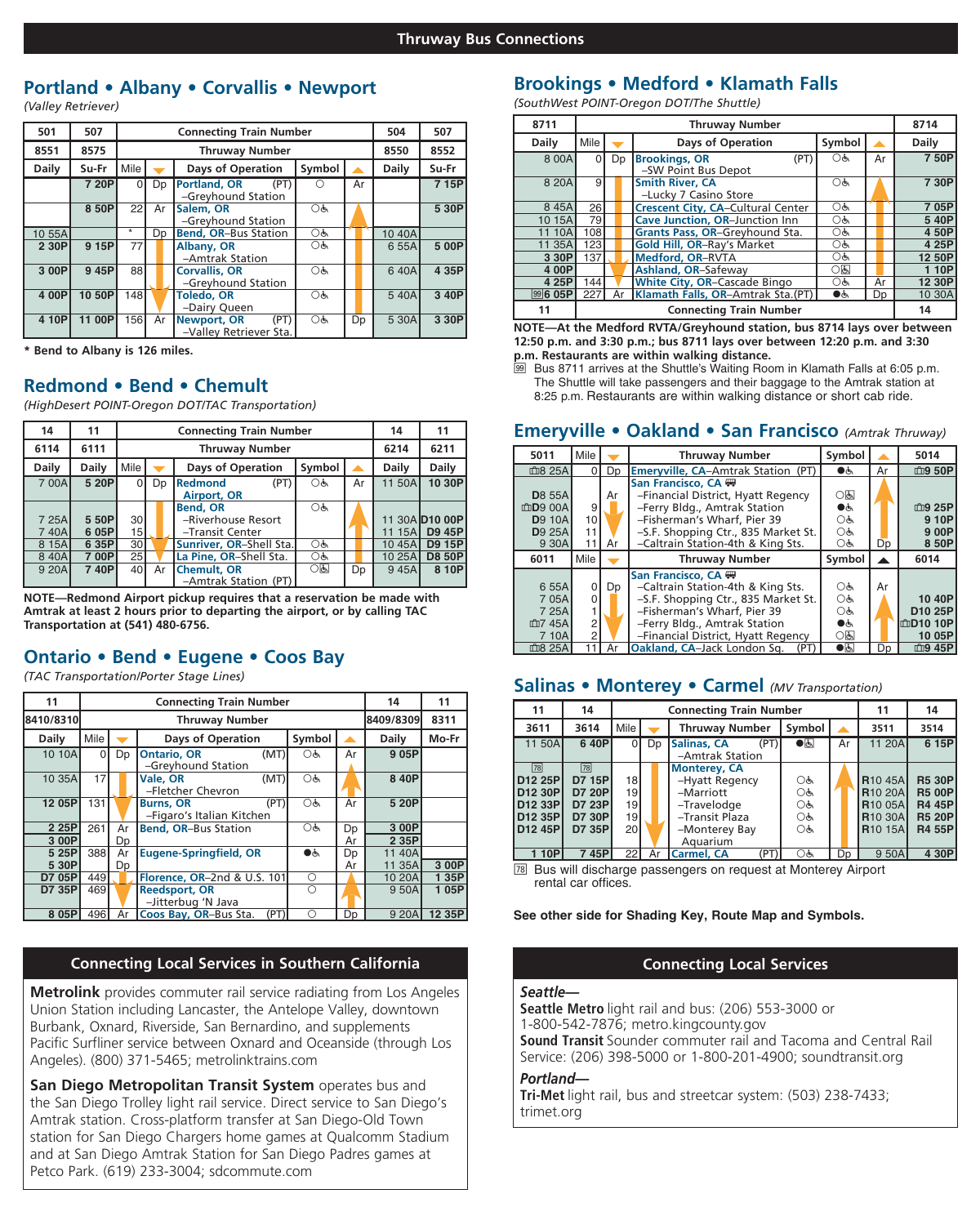# Thruway Bus Connections

## Portland • Albany • Corvallis • Newport

*(Valley Retriever)*

| 501 | 507 | Connecting Train Number | | | | | 504 | 507 |
|---|---|---|---|---|---|---|---|---|
| 8551 | 8575 | Thruway Number | | | | | 8550 | 8552 |
| Daily | Su-Fr | Mile | ▼ | Days of Operation | Symbol | ▲ | Daily | Su-Fr |
| | 7 20P | 0 | Dp | Portland, OR (PT) –Greyhound Station | ○ | Ar | | 7 15P |
| | 8 50P | 22 | Ar | Salem, OR –Greyhound Station | ○♿ | | | 5 30P |
| 10 55A | | * | Dp | Bend, OR–Bus Station | ○♿ | | 10 40A | |
| 2 30P | 9 15P | 77 | | Albany, OR –Amtrak Station | ○♿ | | 6 55A | 5 00P |
| 3 00P | 9 45P | 88 | | Corvallis, OR –Greyhound Station | ○♿ | | 6 40A | 4 35P |
| 4 00P | 10 50P | 148 | | Toledo, OR –Dairy Queen | ○♿ | | 5 40A | 3 40P |
| 4 10P | 11 00P | 156 | Ar | Newport, OR (PT) –Valley Retriever Sta. | ○♿ | Dp | 5 30A | 3 30P |

**\* Bend to Albany is 126 miles.**

## Redmond • Bend • Chemult

*(HighDesert POINT-Oregon DOT/TAC Transportation)*

| 14 | 11 | Connecting Train Number | | | | | 14 | 11 |
|---|---|---|---|---|---|---|---|---|
| 6114 | 6111 | Thruway Number | | | | | 6214 | 6211 |
| Daily | Daily | Mile | ▼ | Days of Operation | Symbol | ▲ | Daily | Daily |
| 7 00A | 5 20P | 0 | Dp | Redmond Airport, OR (PT) | ○♿ | Ar | 11 50A | 10 30P |
| | | | | Bend, OR | ○♿ | | | |
| 7 25A | 5 50P | 30 | | –Riverhouse Resort | | | 11 30A | D10 00P |
| 7 40A | 6 05P | 15 | | –Transit Center | | | 11 15A | D9 45P |
| 8 15A | 6 35P | 30 | | Sunriver, OR–Shell Sta. | ○♿ | | 10 45A | D9 15P |
| 8 40A | 7 00P | 25 | | La Pine, OR–Shell Sta. | ○♿ | | 10 25A | D8 50P |
| 9 20A | 7 40P | 40 | Ar | Chemult, OR –Amtrak Station (PT) | ○♿ | Dp | 9 45A | 8 10P |

**NOTE—Redmond Airport pickup requires that a reservation be made with Amtrak at least 2 hours prior to departing the airport, or by calling TAC Transportation at (541) 480-6756.**

## Ontario • Bend • Eugene • Coos Bay

*(TAC Transportation/Porter Stage Lines)*

| 11 | Connecting Train Number | | | | | 14 | 11 |
|---|---|---|---|---|---|---|---|
| 8410/8310 | Thruway Number | | | | | 8409/8309 | 8311 |
| Daily | Mile | ▼ | Days of Operation | Symbol | ▲ | Daily | Mo-Fr |
| 10 10A | 0 | Dp | Ontario, OR (MT) –Greyhound Station | ○♿ | Ar | 9 05P | |
| 10 35A | 17 | | Vale, OR (MT) –Fletcher Chevron | ○♿ | | 8 40P | |
| 12 05P | 131 | | Burns, OR (PT) –Figaro's Italian Kitchen | ○♿ | Ar | 5 20P | |
| 2 25P | 261 | Ar | Bend, OR–Bus Station | ○♿ | Dp | 3 00P | |
| 3 00P | | Dp | | | Ar | 2 35P | |
| 5 25P | 388 | Ar | Eugene-Springfield, OR | ●♿ | Dp | 11 40A | |
| 5 30P | | Dp | | | Ar | 11 35A | 3 00P |
| D7 05P | 449 | | Florence, OR–2nd & U.S. 101 | ○ | | 10 20A | 1 35P |
| D7 35P | 469 | | Reedsport, OR –Jitterbug 'N Java | ○ | | 9 50A | 1 05P |
| 8 05P | 496 | Ar | Coos Bay, OR–Bus Sta. (PT) | ○ | Dp | 9 20A | 12 35P |

## Connecting Local Services in Southern California

**Metrolink** provides commuter rail service radiating from Los Angeles Union Station including Lancaster, the Antelope Valley, downtown Burbank, Oxnard, Riverside, San Bernardino, and supplements Pacific Surfliner service between Oxnard and Oceanside (through Los Angeles). (800) 371-5465; metrolinktrains.com

**San Diego Metropolitan Transit System** operates bus and the San Diego Trolley light rail service. Direct service to San Diego's Amtrak station. Cross-platform transfer at San Diego-Old Town station for San Diego Chargers home games at Qualcomm Stadium and at San Diego Amtrak Station for San Diego Padres games at Petco Park. (619) 233-3004; sdcommute.com

## Brookings • Medford • Klamath Falls

*(SouthWest POINT-Oregon DOT/The Shuttle)*

| 8711 | Thruway Number | | | | | 8714 |
|---|---|---|---|---|---|---|
| Daily | Mile | ▼ | Days of Operation | Symbol | ▲ | Daily |
| 8 00A | 0 | Dp | Brookings, OR (PT) –SW Point Bus Depot | ○♿ | Ar | 7 50P |
| 8 20A | 9 | | Smith River, CA –Lucky 7 Casino Store | ○♿ | | 7 30P |
| 8 45A | 26 | | Crescent City, CA–Cultural Center | ○♿ | | 7 05P |
| 10 15A | 79 | | Cave Junction, OR–Junction Inn | ○♿ | | 5 40P |
| 11 10A | 108 | | Grants Pass, OR–Greyhound Sta. | ○♿ | | 4 50P |
| 11 35A | 123 | | Gold Hill, OR–Ray's Market | ○♿ | | 4 25P |
| 3 30P | 137 | | Medford, OR–RVTA | ○♿ | | 12 50P |
| 4 00P | | | Ashland, OR–Safeway | ○♿ | | 1 10P |
| 4 25P | 144 | | White City, OR–Cascade Bingo | ○♿ | Ar | 12 30P |
| 99 6 05P | 227 | Ar | Klamath Falls, OR–Amtrak Sta.(PT) | ●♿ | Dp | 10 30A |
| 11 | Connecting Train Number | | | | | 14 |

**NOTE—At the Medford RVTA/Greyhound station, bus 8711 lays over between 12:50 p.m. and 3:30 p.m.; bus 8714 lays over between 12:20 p.m. and 3:30 p.m. Restaurants are within walking distance.**

99 Bus 8711 arrives at the Shuttle's Waiting Room in Klamath Falls at 6:05 p.m. The Shuttle will take passengers and their baggage to the Amtrak station at 8:25 p.m. Restaurants are within walking distance or short cab ride.

## Emeryville • Oakland • San Francisco *(Amtrak Thruway)*

| 5011 | Mile | ▼ | Thruway Number | Symbol | ▲ | 5014 |
|---|---|---|---|---|---|---|
| 8 25A | 0 | Dp | Emeryville, CA–Amtrak Station (PT) | ●♿ | Ar | 9 50P |
| | | | San Francisco, CA | | | |
| D8 55A | 9 | Ar | –Financial District, Hyatt Regency | ○♿ | | |
| D9 00A | 9 | | –Ferry Bldg., Amtrak Station | ●♿ | | 9 25P |
| D9 10A | 10 | | –Fisherman's Wharf, Pier 39 | ○♿ | | 9 10P |
| D9 25A | 11 | | –S.F. Shopping Ctr., 835 Market St. | ○♿ | | 9 00P |
| 9 30A | 11 | Ar | –Caltrain Station-4th & King Sts. | ○♿ | Dp | 8 50P |
| 6011 | Mile | ▼ | Thruway Number | Symbol | ▲ | 6014 |
| | | | San Francisco, CA | | | |
| 6 55A | 0 | Dp | –Caltrain Station-4th & King Sts. | ○♿ | Ar | |
| 7 05A | 0 | | –S.F. Shopping Ctr., 835 Market St. | ○♿ | | 10 40P |
| 7 25A | 1 | | –Fisherman's Wharf, Pier 39 | ○♿ | | D10 25P |
| 7 45A | 2 | | –Ferry Bldg., Amtrak Station | ●♿ | | D10 10P |
| 7 10A | 2 | | –Financial District, Hyatt Regency | ○♿ | | 10 05P |
| 8 25A | 11 | Ar | Oakland, CA–Jack London Sq. (PT) | ●♿ | Dp | 9 45P |

## Salinas • Monterey • Carmel *(MV Transportation)*

| 11 | 14 | Connecting Train Number | | | | | 11 | 14 |
|---|---|---|---|---|---|---|---|---|
| 3611 | 3614 | Mile | ▼ | Thruway Number | Symbol | ▲ | 3511 | 3514 |
| 11 50A | 6 40P | 0 | Dp | Salinas, CA (PT) | ●♿ | Ar | 11 20A | 6 15P |
| 78 | 78 | | | Monterey, CA | | | | |
| D12 25P | D7 15P | 18 | | –Hyatt Regency | ○♿ | | R10 45A | R5 30P |
| D12 30P | D7 20P | 19 | | –Marriott | ○♿ | | R10 20A | R5 00P |
| D12 33P | D7 23P | 19 | | –Travelodge | ○♿ | | R10 05A | R4 45P |
| D12 35P | D7 30P | 19 | | –Transit Plaza | ○♿ | | R10 30A | R5 20P |
| D12 45P | D7 35P | 20 | | –Monterey Bay Aquarium | ○♿ | | R10 15A | R4 55P |
| 1 10P | 7 45P | 22 | Ar | Carmel, CA (PT) | ○♿ | Dp | 9 50A | 4 30P |

78 Bus will discharge passengers on request at Monterey Airport rental car offices.

**See other side for Shading Key, Route Map and Symbols.**

## Connecting Local Services

***Seattle—***

**Seattle Metro** light rail and bus: (206) 553-3000 or 1-800-542-7876; metro.kingcounty.gov

**Sound Transit** Sounder commuter rail and Tacoma and Central Rail Service: (206) 398-5000 or 1-800-201-4900; soundtransit.org

***Portland—***

**Tri-Met** light rail, bus and streetcar system: (503) 238-7433; trimet.org